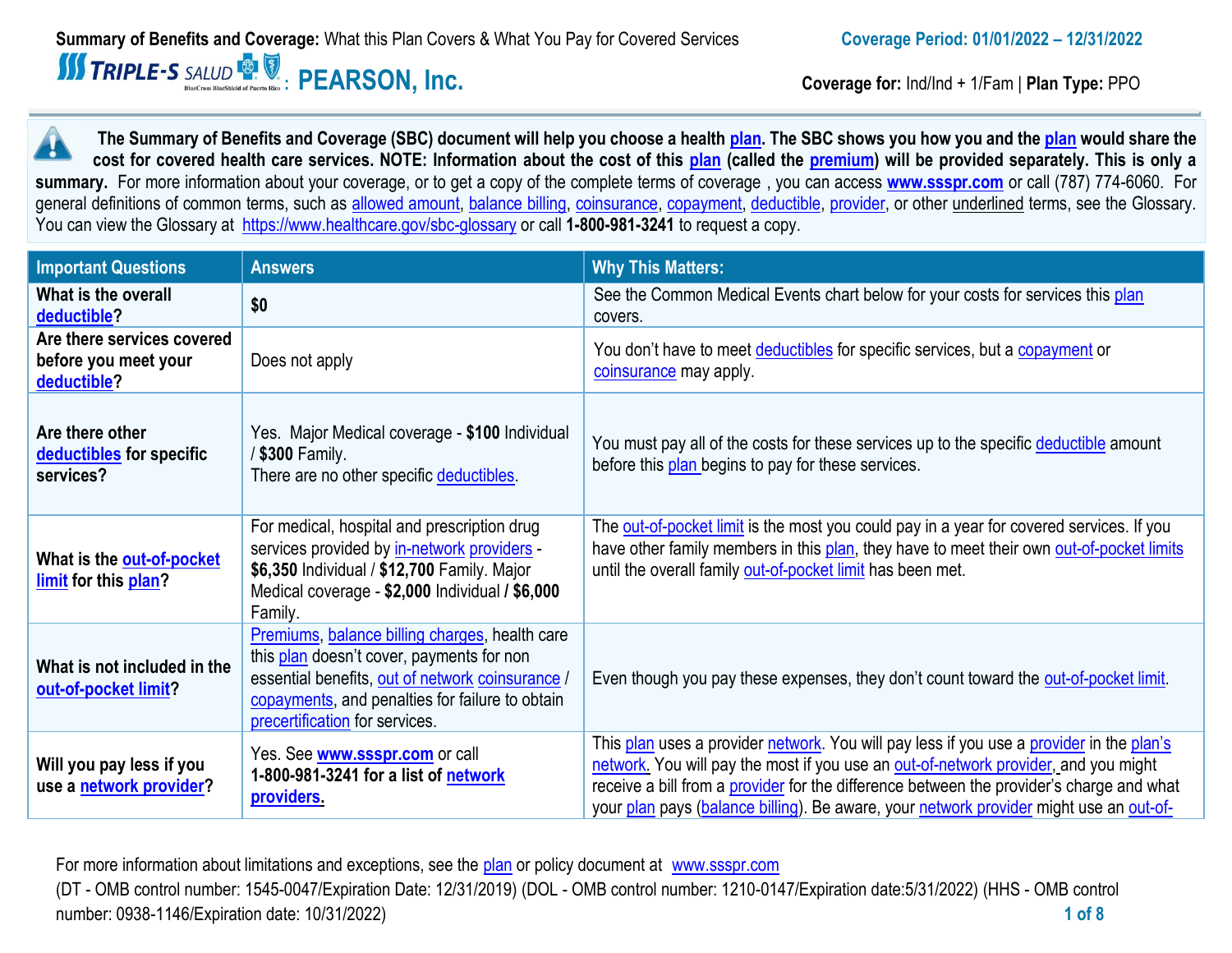**Summary of Benefits and Coverage:** What this Plan Covers & What You Pay for Covered Services

**Coverage Period: 01/01/2022 – 12/31/2022**

# TRIPLE-S SALUD: PEARSON, Inc.

**Coverage for:** Ind/Ind + 1/Fam | **Plan Type:** PPO

**The Summary of Benefits and Coverage (SBC) document will help you choose a health plan. The SBC shows you how you and the plan would share the cost for covered health care services. NOTE: Information about the cost of this plan (called the premium) will be provided separately. This is only a summary.** For more information about your coverage, or to get a copy of the complete terms of coverage , you can access **www.ssspr.com** or call (787) 774-6060. For general definitions of common terms, such as allowed amount, balance billing, coinsurance, copayment, deductible, provider, or other underlined terms, see the Glossary. You can view the Glossary at https://www.healthcare.gov/sbc-glossary or call **1-800-981-3241** to request a copy.

| Important Questions | Answers | Why This Matters: |
|---|---|---|
| **What is the overall deductible?** | **$0** | See the Common Medical Events chart below for your costs for services this plan covers. |
| **Are there services covered before you meet your deductible?** | Does not apply | You don't have to meet deductibles for specific services, but a copayment or coinsurance may apply. |
| **Are there other deductibles for specific services?** | Yes. Major Medical coverage - **$100** Individual / **$300** Family. There are no other specific deductibles. | You must pay all of the costs for these services up to the specific deductible amount before this plan begins to pay for these services. |
| **What is the out-of-pocket limit for this plan?** | For medical, hospital and prescription drug services provided by in-network providers - **$6,350** Individual / **$12,700** Family. Major Medical coverage - **$2,000** Individual / **$6,000** Family. | The out-of-pocket limit is the most you could pay in a year for covered services. If you have other family members in this plan, they have to meet their own out-of-pocket limits until the overall family out-of-pocket limit has been met. |
| **What is not included in the out-of-pocket limit?** | Premiums, balance billing charges, health care this plan doesn't cover, payments for non essential benefits, out of network coinsurance / copayments, and penalties for failure to obtain precertification for services. | Even though you pay these expenses, they don't count toward the out-of-pocket limit. |
| **Will you pay less if you use a network provider?** | Yes. See **www.ssspr.com** or call **1-800-981-3241 for a list of network providers.** | This plan uses a provider network. You will pay less if you use a provider in the plan's network. You will pay the most if you use an out-of-network provider, and you might receive a bill from a provider for the difference between the provider's charge and what your plan pays (balance billing). Be aware, your network provider might use an out-of- |

For more information about limitations and exceptions, see the plan or policy document at www.ssspr.com

(DT - OMB control number: 1545-0047/Expiration Date: 12/31/2019) (DOL - OMB control number: 1210-0147/Expiration date:5/31/2022) (HHS - OMB control number: 0938-1146/Expiration date: 10/31/2022)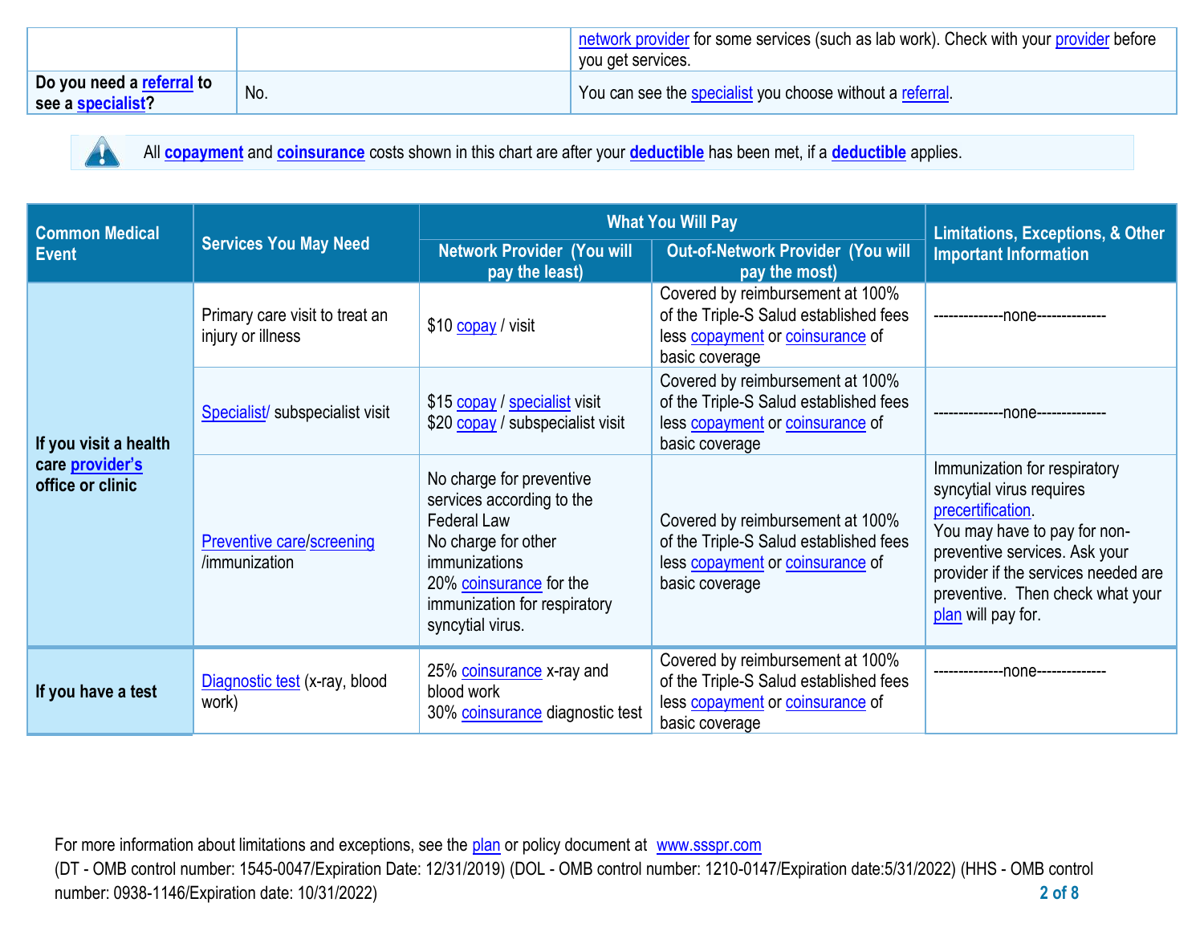| | | |
|---|---|---|
| | | network provider for some services (such as lab work). Check with your provider before you get services. |
| **Do you need a referral to see a specialist?** | No. | You can see the specialist you choose without a referral. |

All **copayment** and **coinsurance** costs shown in this chart are after your **deductible** has been met, if a **deductible** applies.

| Common Medical Event | Services You May Need | What You Will Pay | | Limitations, Exceptions, & Other Important Information |
|---|---|---|---|---|
| | | Network Provider (You will pay the least) | Out-of-Network Provider (You will pay the most) | |
| **If you visit a health care provider's office or clinic** | Primary care visit to treat an injury or illness | $10 copay / visit | Covered by reimbursement at 100% of the Triple-S Salud established fees less copayment or coinsurance of basic coverage | --------------none-------------- |
| | Specialist/ subspecialist visit | $15 copay / specialist visit<br>$20 copay / subspecialist visit | Covered by reimbursement at 100% of the Triple-S Salud established fees less copayment or coinsurance of basic coverage | --------------none-------------- |
| | Preventive care/screening /immunization | No charge for preventive services according to the Federal Law<br>No charge for other immunizations<br>20% coinsurance for the immunization for respiratory syncytial virus. | Covered by reimbursement at 100% of the Triple-S Salud established fees less copayment or coinsurance of basic coverage | Immunization for respiratory syncytial virus requires precertification.<br>You may have to pay for non-preventive services. Ask your provider if the services needed are preventive. Then check what your plan will pay for. |
| **If you have a test** | Diagnostic test (x-ray, blood work) | 25% coinsurance x-ray and blood work<br>30% coinsurance diagnostic test | Covered by reimbursement at 100% of the Triple-S Salud established fees less copayment or coinsurance of basic coverage | --------------none-------------- |

For more information about limitations and exceptions, see the plan or policy document at www.ssspr.com
(DT - OMB control number: 1545-0047/Expiration Date: 12/31/2019) (DOL - OMB control number: 1210-0147/Expiration date:5/31/2022) (HHS - OMB control number: 0938-1146/Expiration date: 10/31/2022)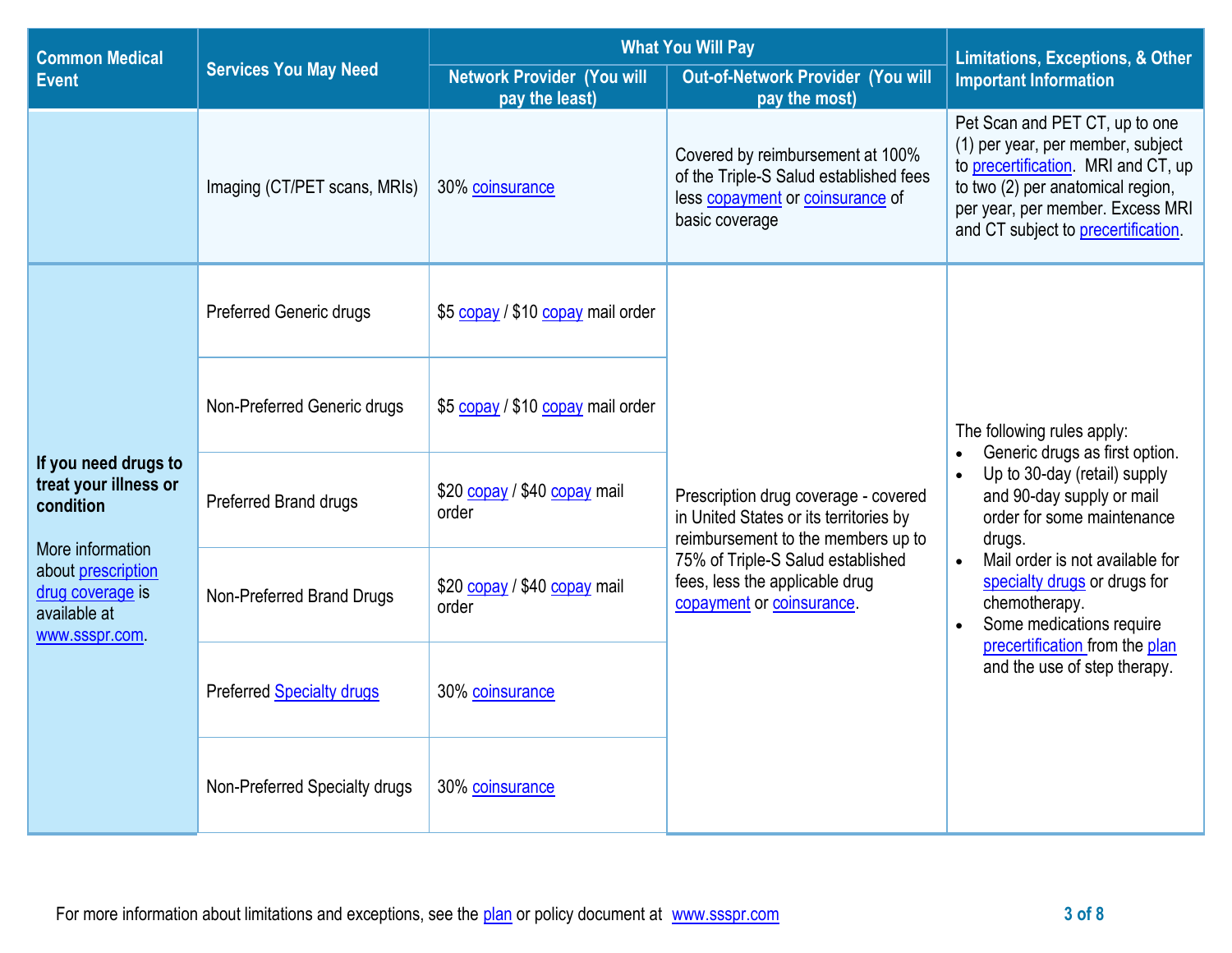| Common Medical Event | Services You May Need | What You Will Pay | | Limitations, Exceptions, & Other Important Information |
|---|---|---|---|---|
| | | Network Provider (You will pay the least) | Out-of-Network Provider (You will pay the most) | |
| | Imaging (CT/PET scans, MRIs) | 30% coinsurance | Covered by reimbursement at 100% of the Triple-S Salud established fees less copayment or coinsurance of basic coverage | Pet Scan and PET CT, up to one (1) per year, per member, subject to precertification. MRI and CT, up to two (2) per anatomical region, per year, per member. Excess MRI and CT subject to precertification. |
| **If you need drugs to treat your illness or condition**<br><br>More information about prescription drug coverage is available at www.ssspr.com. | Preferred Generic drugs | $5 copay / $10 copay mail order | Prescription drug coverage - covered in United States or its territories by reimbursement to the members up to 75% of Triple-S Salud established fees, less the applicable drug copayment or coinsurance. | The following rules apply:<br>• Generic drugs as first option.<br>• Up to 30-day (retail) supply and 90-day supply or mail order for some maintenance drugs.<br>• Mail order is not available for specialty drugs or drugs for chemotherapy.<br>• Some medications require precertification from the plan and the use of step therapy. |
| | Non-Preferred Generic drugs | $5 copay / $10 copay mail order | | |
| | Preferred Brand drugs | $20 copay / $40 copay mail order | | |
| | Non-Preferred Brand Drugs | $20 copay / $40 copay mail order | | |
| | Preferred Specialty drugs | 30% coinsurance | | |
| | Non-Preferred Specialty drugs | 30% coinsurance | | |

For more information about limitations and exceptions, see the plan or policy document at www.ssspr.com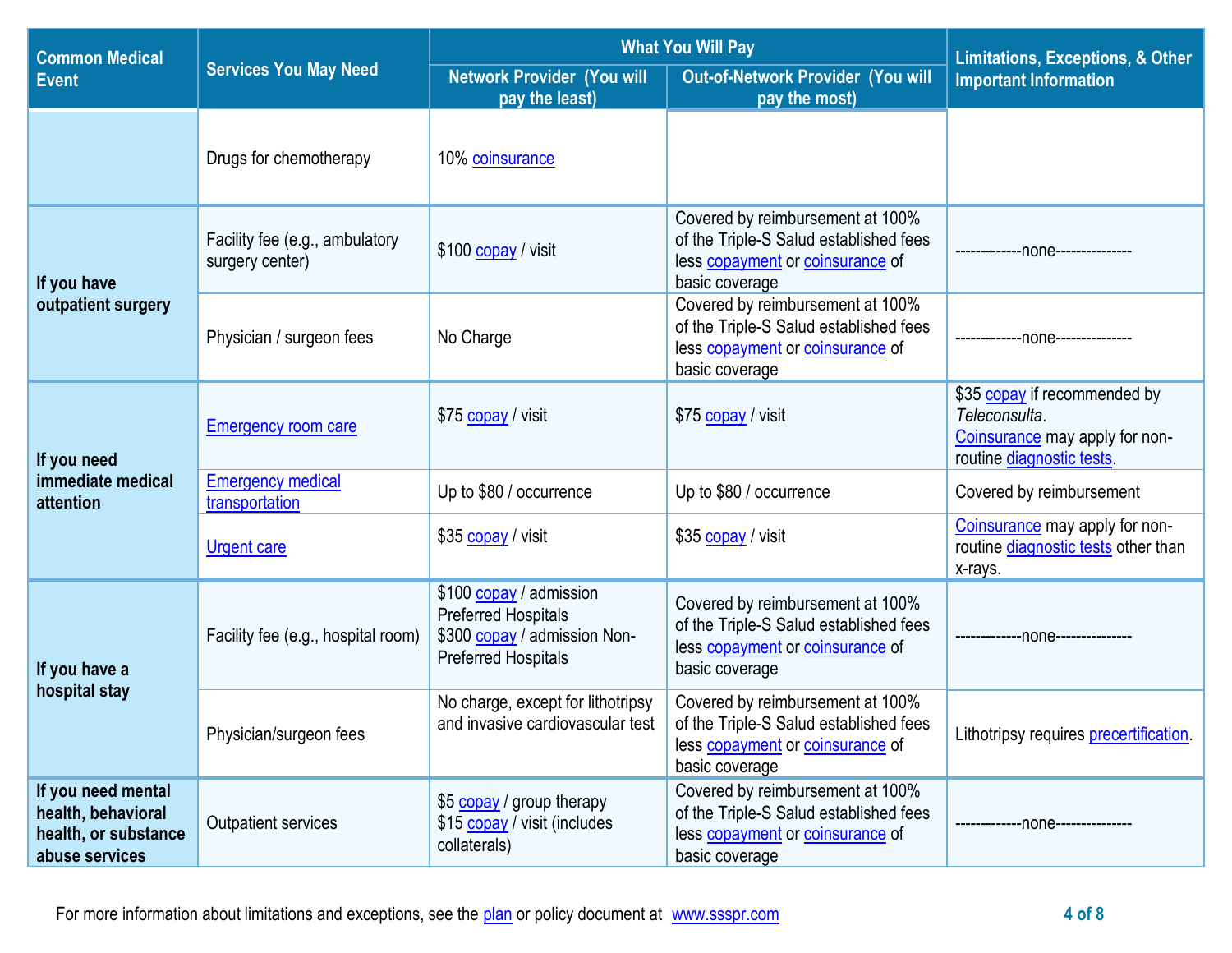| Common Medical Event | Services You May Need | What You Will Pay | | Limitations, Exceptions, & Other Important Information |
|---|---|---|---|---|
| | | Network Provider (You will pay the least) | Out-of-Network Provider (You will pay the most) | |
| | Drugs for chemotherapy | 10% coinsurance | | |
| If you have outpatient surgery | Facility fee (e.g., ambulatory surgery center) | $100 copay / visit | Covered by reimbursement at 100% of the Triple-S Salud established fees less copayment or coinsurance of basic coverage | -------------none--------------- |
| | Physician / surgeon fees | No Charge | Covered by reimbursement at 100% of the Triple-S Salud established fees less copayment or coinsurance of basic coverage | -------------none--------------- |
| If you need immediate medical attention | Emergency room care | $75 copay / visit | $75 copay / visit | $35 copay if recommended by *Teleconsulta*. Coinsurance may apply for non-routine diagnostic tests. |
| | Emergency medical transportation | Up to $80 / occurrence | Up to $80 / occurrence | Covered by reimbursement |
| | Urgent care | $35 copay / visit | $35 copay / visit | Coinsurance may apply for non-routine diagnostic tests other than x-rays. |
| If you have a hospital stay | Facility fee (e.g., hospital room) | $100 copay / admission Preferred Hospitals<br>$300 copay / admission Non-Preferred Hospitals | Covered by reimbursement at 100% of the Triple-S Salud established fees less copayment or coinsurance of basic coverage | -------------none--------------- |
| | Physician/surgeon fees | No charge, except for lithotripsy and invasive cardiovascular test | Covered by reimbursement at 100% of the Triple-S Salud established fees less copayment or coinsurance of basic coverage | Lithotripsy requires precertification. |
| If you need mental health, behavioral health, or substance abuse services | Outpatient services | $5 copay / group therapy<br>$15 copay / visit (includes collaterals) | Covered by reimbursement at 100% of the Triple-S Salud established fees less copayment or coinsurance of basic coverage | -------------none--------------- |

For more information about limitations and exceptions, see the plan or policy document at www.ssspr.com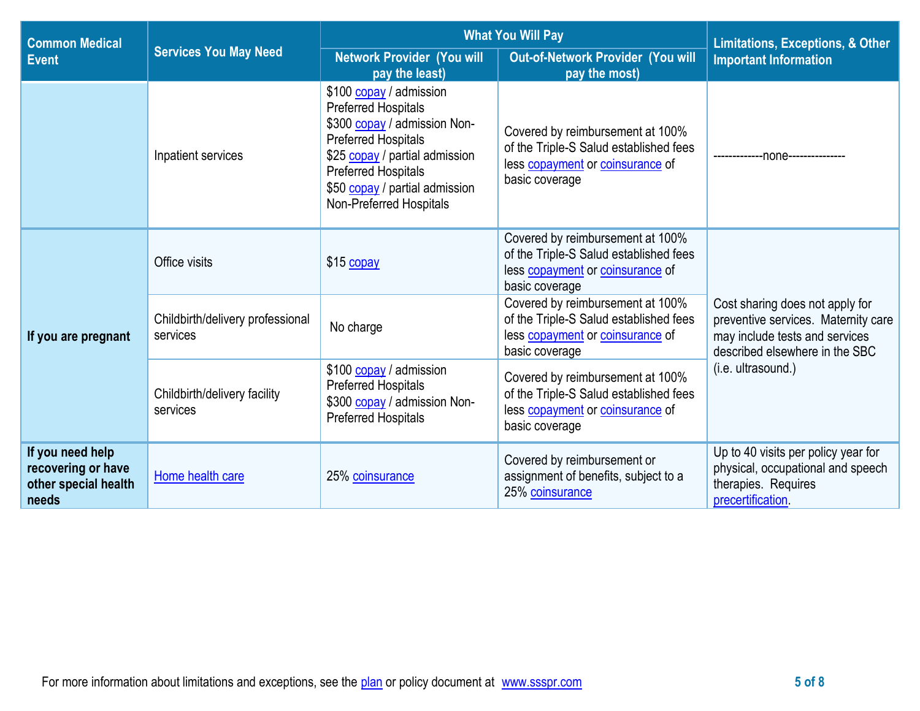| Common Medical Event | Services You May Need | What You Will Pay | | Limitations, Exceptions, & Other Important Information |
|---|---|---|---|---|
| | | Network Provider (You will pay the least) | Out-of-Network Provider (You will pay the most) | |
| | Inpatient services | $100 copay / admission Preferred Hospitals<br>$300 copay / admission Non-Preferred Hospitals<br>$25 copay / partial admission Preferred Hospitals<br>$50 copay / partial admission Non-Preferred Hospitals | Covered by reimbursement at 100% of the Triple-S Salud established fees less copayment or coinsurance of basic coverage | -------------none--------------- |
| If you are pregnant | Office visits | $15 copay | Covered by reimbursement at 100% of the Triple-S Salud established fees less copayment or coinsurance of basic coverage | Cost sharing does not apply for preventive services. Maternity care may include tests and services described elsewhere in the SBC (i.e. ultrasound.) |
| | Childbirth/delivery professional services | No charge | Covered by reimbursement at 100% of the Triple-S Salud established fees less copayment or coinsurance of basic coverage | |
| | Childbirth/delivery facility services | $100 copay / admission Preferred Hospitals<br>$300 copay / admission Non-Preferred Hospitals | Covered by reimbursement at 100% of the Triple-S Salud established fees less copayment or coinsurance of basic coverage | |
| If you need help recovering or have other special health needs | Home health care | 25% coinsurance | Covered by reimbursement or assignment of benefits, subject to a 25% coinsurance | Up to 40 visits per policy year for physical, occupational and speech therapies. Requires precertification. |

For more information about limitations and exceptions, see the plan or policy document at www.ssspr.com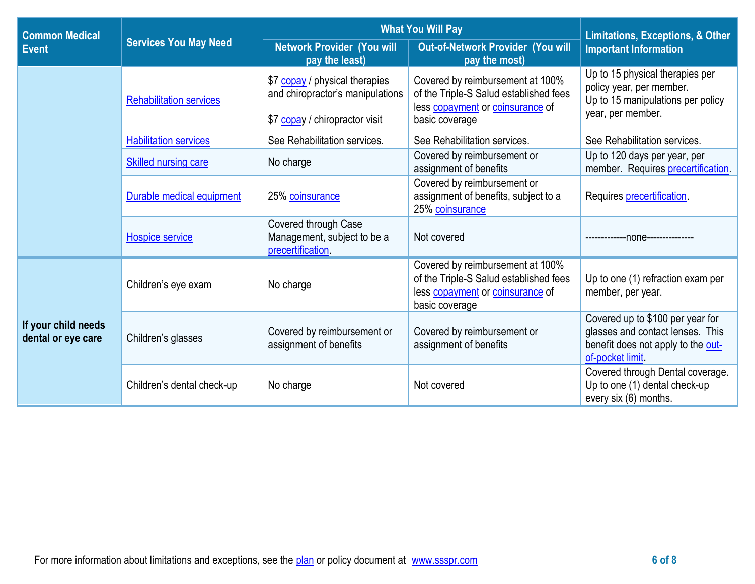| Common Medical Event | Services You May Need | What You Will Pay | | Limitations, Exceptions, & Other Important Information |
|---|---|---|---|---|
| | | Network Provider (You will pay the least) | Out-of-Network Provider (You will pay the most) | |
| | Rehabilitation services | $7 copay / physical therapies and chiropractor's manipulations<br><br>$7 copay / chiropractor visit | Covered by reimbursement at 100% of the Triple-S Salud established fees less copayment or coinsurance of basic coverage | Up to 15 physical therapies per policy year, per member.<br>Up to 15 manipulations per policy year, per member. |
| | Habilitation services | See Rehabilitation services. | See Rehabilitation services. | See Rehabilitation services. |
| | Skilled nursing care | No charge | Covered by reimbursement or assignment of benefits | Up to 120 days per year, per member. Requires precertification. |
| | Durable medical equipment | 25% coinsurance | Covered by reimbursement or assignment of benefits, subject to a 25% coinsurance | Requires precertification. |
| | Hospice service | Covered through Case Management, subject to be a precertification. | Not covered | -------------none--------------- |
| If your child needs dental or eye care | Children's eye exam | No charge | Covered by reimbursement at 100% of the Triple-S Salud established fees less copayment or coinsurance of basic coverage | Up to one (1) refraction exam per member, per year. |
| | Children's glasses | Covered by reimbursement or assignment of benefits | Covered by reimbursement or assignment of benefits | Covered up to $100 per year for glasses and contact lenses. This benefit does not apply to the out-of-pocket limit. |
| | Children's dental check-up | No charge | Not covered | Covered through Dental coverage. Up to one (1) dental check-up every six (6) months. |

For more information about limitations and exceptions, see the plan or policy document at www.ssspr.com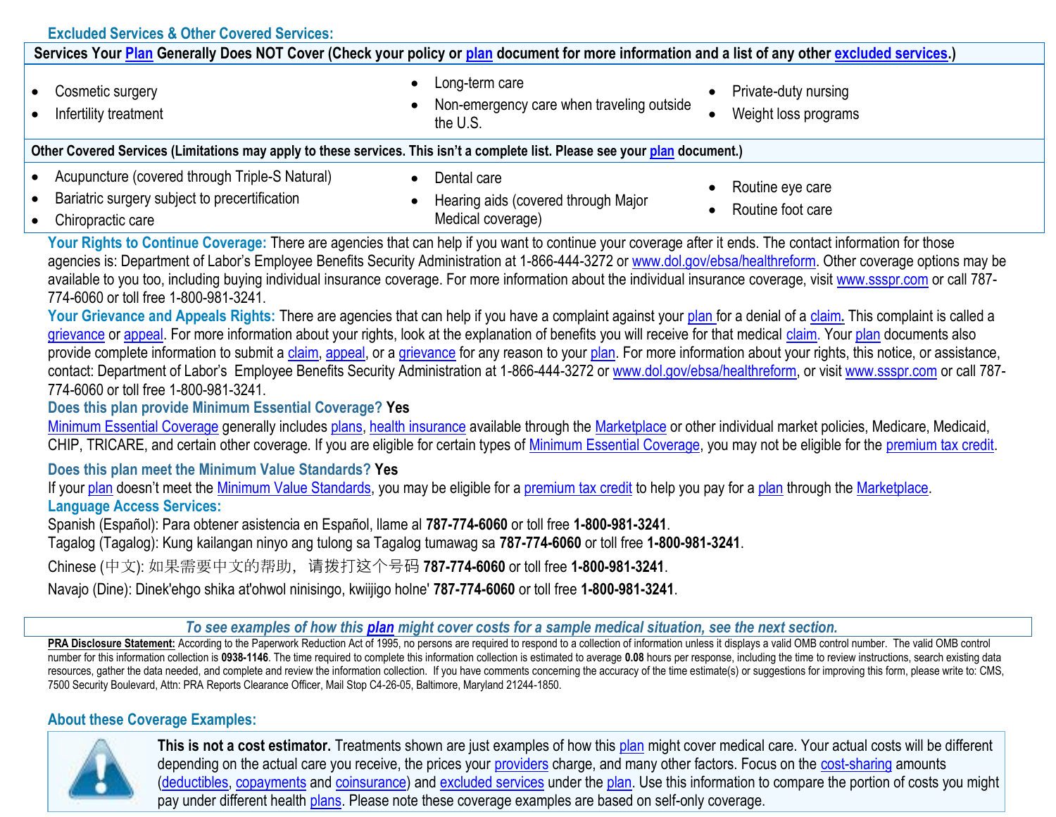## Excluded Services & Other Covered Services:

| Services Your Plan Generally Does NOT Cover (Check your policy or plan document for more information and a list of any other excluded services.) | | |
|---|---|---|
| • Cosmetic surgery<br>• Infertility treatment | • Long-term care<br>• Non-emergency care when traveling outside the U.S. | • Private-duty nursing<br>• Weight loss programs |

| Other Covered Services (Limitations may apply to these services. This isn't a complete list. Please see your plan document.) | | |
|---|---|---|
| • Acupuncture (covered through Triple-S Natural)<br>• Bariatric surgery subject to precertification<br>• Chiropractic care | • Dental care<br>• Hearing aids (covered through Major Medical coverage) | • Routine eye care<br>• Routine foot care |

**Your Rights to Continue Coverage:** There are agencies that can help if you want to continue your coverage after it ends. The contact information for those agencies is: Department of Labor's Employee Benefits Security Administration at 1-866-444-3272 or www.dol.gov/ebsa/healthreform. Other coverage options may be available to you too, including buying individual insurance coverage. For more information about the individual insurance coverage, visit www.ssspr.com or call 787-774-6060 or toll free 1-800-981-3241.

**Your Grievance and Appeals Rights:** There are agencies that can help if you have a complaint against your plan for a denial of a claim. This complaint is called a grievance or appeal. For more information about your rights, look at the explanation of benefits you will receive for that medical claim. Your plan documents also provide complete information to submit a claim, appeal, or a grievance for any reason to your plan. For more information about your rights, this notice, or assistance, contact: Department of Labor's Employee Benefits Security Administration at 1-866-444-3272 or www.dol.gov/ebsa/healthreform, or visit www.ssspr.com or call 787-774-6060 or toll free 1-800-981-3241.

**Does this plan provide Minimum Essential Coverage? Yes**

Minimum Essential Coverage generally includes plans, health insurance available through the Marketplace or other individual market policies, Medicare, Medicaid, CHIP, TRICARE, and certain other coverage. If you are eligible for certain types of Minimum Essential Coverage, you may not be eligible for the premium tax credit.

**Does this plan meet the Minimum Value Standards? Yes**

If your plan doesn't meet the Minimum Value Standards, you may be eligible for a premium tax credit to help you pay for a plan through the Marketplace.

**Language Access Services:**

Spanish (Español): Para obtener asistencia en Español, llame al **787-774-6060** or toll free **1-800-981-3241**.

Tagalog (Tagalog): Kung kailangan ninyo ang tulong sa Tagalog tumawag sa **787-774-6060** or toll free **1-800-981-3241**.

Chinese (中文): 如果需要中文的帮助，请拨打这个号码 **787-774-6060** or toll free **1-800-981-3241**.

Navajo (Dine): Dinek'ehgo shika at'ohwol ninisingo, kwiijigo holne' **787-774-6060** or toll free **1-800-981-3241**.

***To see examples of how this plan might cover costs for a sample medical situation, see the next section.***

**PRA Disclosure Statement:** According to the Paperwork Reduction Act of 1995, no persons are required to respond to a collection of information unless it displays a valid OMB control number. The valid OMB control number for this information collection is **0938-1146**. The time required to complete this information collection is estimated to average **0.08** hours per response, including the time to review instructions, search existing data resources, gather the data needed, and complete and review the information collection. If you have comments concerning the accuracy of the time estimate(s) or suggestions for improving this form, please write to: CMS, 7500 Security Boulevard, Attn: PRA Reports Clearance Officer, Mail Stop C4-26-05, Baltimore, Maryland 21244-1850.

## About these Coverage Examples:

**This is not a cost estimator.** Treatments shown are just examples of how this plan might cover medical care. Your actual costs will be different depending on the actual care you receive, the prices your providers charge, and many other factors. Focus on the cost-sharing amounts (deductibles, copayments and coinsurance) and excluded services under the plan. Use this information to compare the portion of costs you might pay under different health plans. Please note these coverage examples are based on self-only coverage.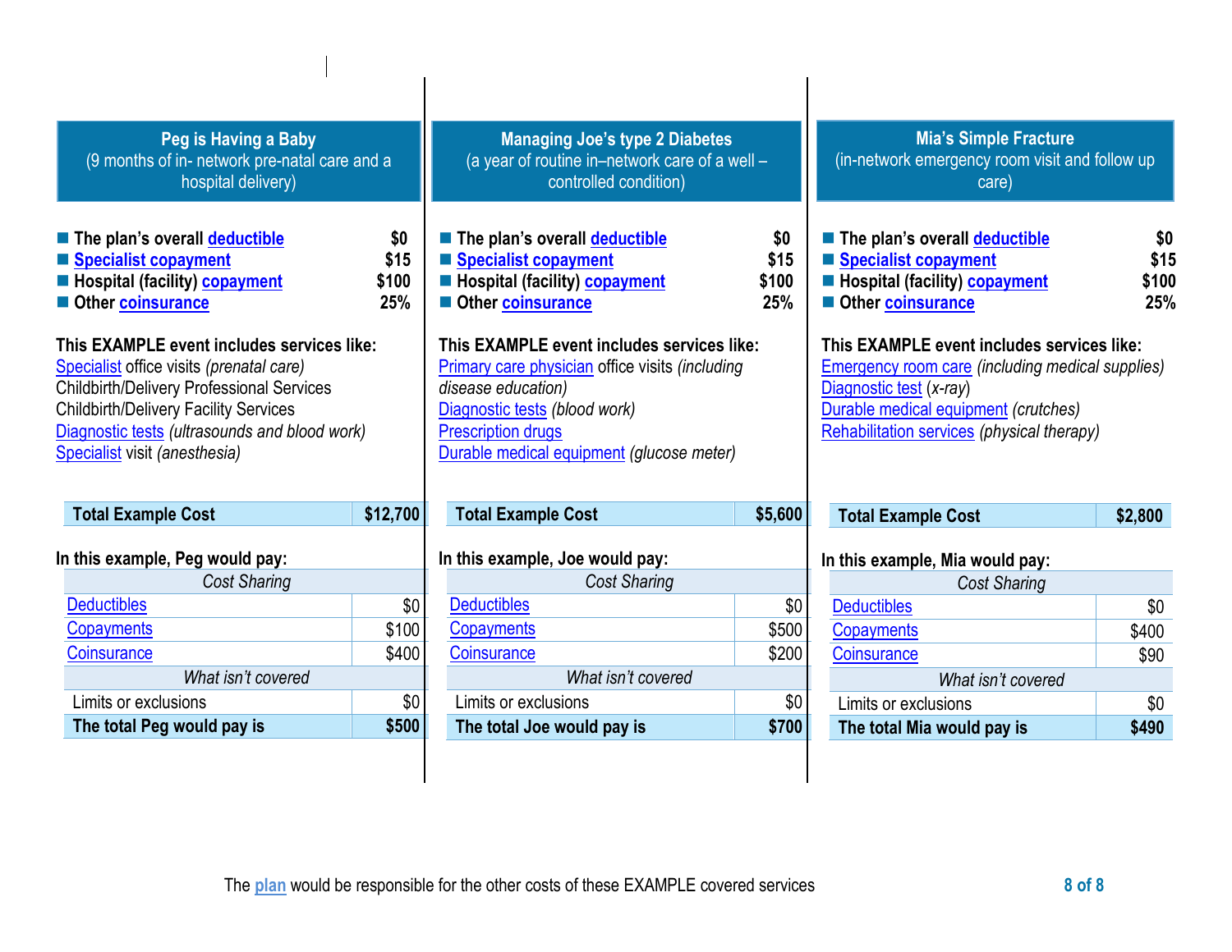## Peg is Having a Baby
(9 months of in- network pre-natal care and a hospital delivery)

- **The plan's overall deductible** **$0**
- **Specialist copayment** **$15**
- **Hospital (facility) copayment** **$100**
- **Other coinsurance** **25%**

**This EXAMPLE event includes services like:**
Specialist office visits *(prenatal care)*
Childbirth/Delivery Professional Services
Childbirth/Delivery Facility Services
Diagnostic tests *(ultrasounds and blood work)*
Specialist visit *(anesthesia)*

| **Total Example Cost** | **$12,700** |
|---|---|

**In this example, Peg would pay:**

| *Cost Sharing* | |
|---|---|
| Deductibles | $0 |
| Copayments | $100 |
| Coinsurance | $400 |
| *What isn't covered* | |
| Limits or exclusions | $0 |
| **The total Peg would pay is** | **$500** |

## Managing Joe's type 2 Diabetes
(a year of routine in–network care of a well – controlled condition)

- **The plan's overall deductible** **$0**
- **Specialist copayment** **$15**
- **Hospital (facility) copayment** **$100**
- **Other coinsurance** **25%**

**This EXAMPLE event includes services like:**
Primary care physician office visits *(including disease education)*
Diagnostic tests *(blood work)*
Prescription drugs
Durable medical equipment *(glucose meter)*

| **Total Example Cost** | **$5,600** |
|---|---|

**In this example, Joe would pay:**

| *Cost Sharing* | |
|---|---|
| Deductibles | $0 |
| Copayments | $500 |
| Coinsurance | $200 |
| *What isn't covered* | |
| Limits or exclusions | $0 |
| **The total Joe would pay is** | **$700** |

## Mia's Simple Fracture
(in-network emergency room visit and follow up care)

- **The plan's overall deductible** **$0**
- **Specialist copayment** **$15**
- **Hospital (facility) copayment** **$100**
- **Other coinsurance** **25%**

**This EXAMPLE event includes services like:**
Emergency room care *(including medical supplies)*
Diagnostic test *(x-ray)*
Durable medical equipment *(crutches)*
Rehabilitation services *(physical therapy)*

| **Total Example Cost** | **$2,800** |
|---|---|

**In this example, Mia would pay:**

| *Cost Sharing* | |
|---|---|
| Deductibles | $0 |
| Copayments | $400 |
| Coinsurance | $90 |
| *What isn't covered* | |
| Limits or exclusions | $0 |
| **The total Mia would pay is** | **$490** |

The plan would be responsible for the other costs of these EXAMPLE covered services